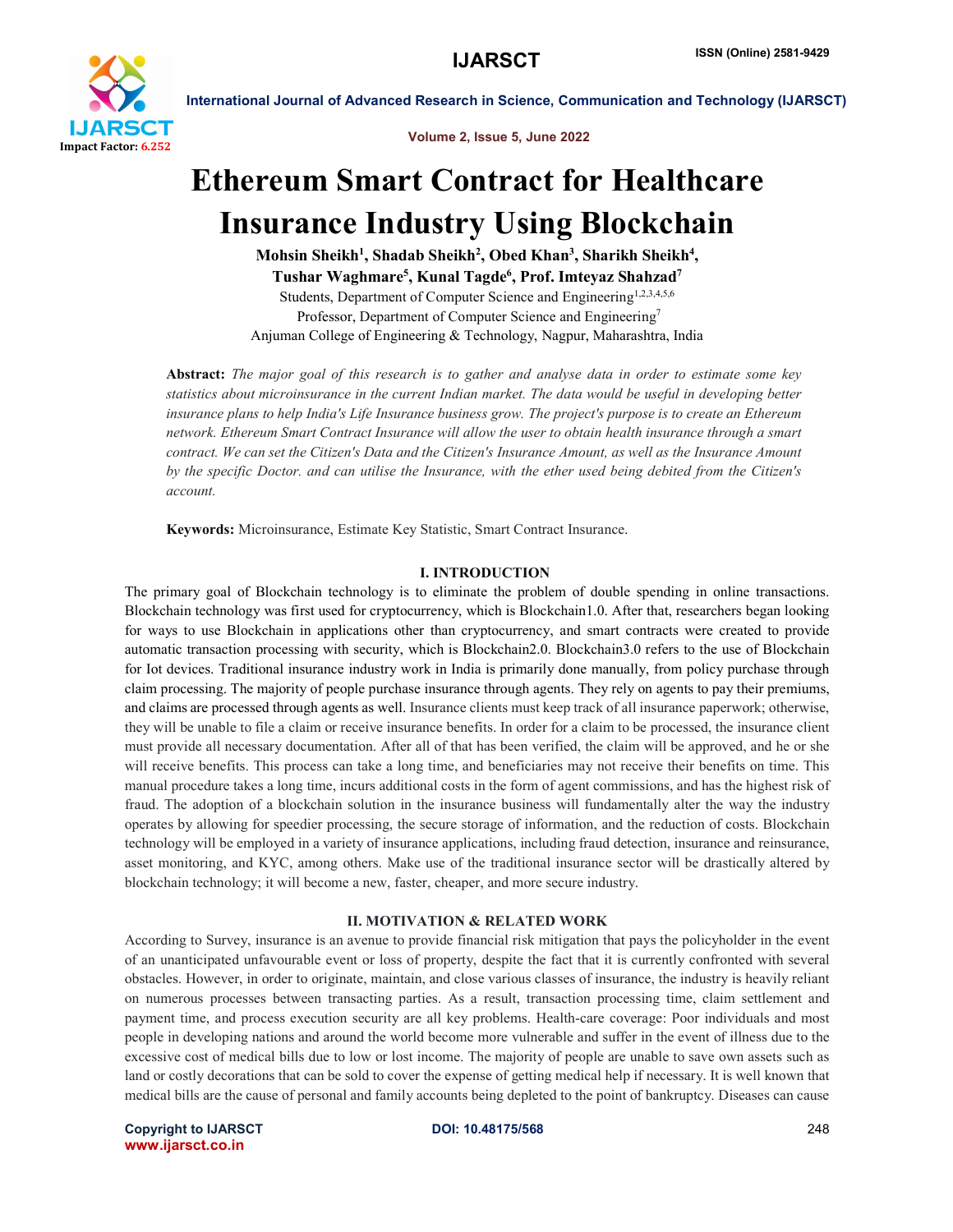# Ethereum Smart Contract for Healthcare Insurance Industry Using Blockchain

**Mohsin Sheikh[1], Shadab Sheikh[2], Obed Khan[3], Sharikh Sheikh[4], Tushar Waghmare[5], Kunal Tagde[6], Prof. Imteyaz Shahzad[7]**

Students, Department of Computer Science and Engineering[1,2,3,4,5,6]

Professor, Department of Computer Science and Engineering[7]

Anjuman College of Engineering & Technology, Nagpur, Maharashtra, India

**Abstract:** *The major goal of this research is to gather and analyse data in order to estimate some key statistics about microinsurance in the current Indian market. The data would be useful in developing better insurance plans to help India's Life Insurance business grow. The project's purpose is to create an Ethereum network. Ethereum Smart Contract Insurance will allow the user to obtain health insurance through a smart contract. We can set the Citizen's Data and the Citizen's Insurance Amount, as well as the Insurance Amount by the specific Doctor. and can utilise the Insurance, with the ether used being debited from the Citizen's account.*

**Keywords:** Microinsurance, Estimate Key Statistic, Smart Contract Insurance.

## I. INTRODUCTION

The primary goal of Blockchain technology is to eliminate the problem of double spending in online transactions. Blockchain technology was first used for cryptocurrency, which is Blockchain1.0. After that, researchers began looking for ways to use Blockchain in applications other than cryptocurrency, and smart contracts were created to provide automatic transaction processing with security, which is Blockchain2.0. Blockchain3.0 refers to the use of Blockchain for Iot devices. Traditional insurance industry work in India is primarily done manually, from policy purchase through claim processing. The majority of people purchase insurance through agents. They rely on agents to pay their premiums, and claims are processed through agents as well. Insurance clients must keep track of all insurance paperwork; otherwise, they will be unable to file a claim or receive insurance benefits. In order for a claim to be processed, the insurance client must provide all necessary documentation. After all of that has been verified, the claim will be approved, and he or she will receive benefits. This process can take a long time, and beneficiaries may not receive their benefits on time. This manual procedure takes a long time, incurs additional costs in the form of agent commissions, and has the highest risk of fraud. The adoption of a blockchain solution in the insurance business will fundamentally alter the way the industry operates by allowing for speedier processing, the secure storage of information, and the reduction of costs. Blockchain technology will be employed in a variety of insurance applications, including fraud detection, insurance and reinsurance, asset monitoring, and KYC, among others. Make use of the traditional insurance sector will be drastically altered by blockchain technology; it will become a new, faster, cheaper, and more secure industry.

## II. MOTIVATION & RELATED WORK

According to Survey, insurance is an avenue to provide financial risk mitigation that pays the policyholder in the event of an unanticipated unfavourable event or loss of property, despite the fact that it is currently confronted with several obstacles. However, in order to originate, maintain, and close various classes of insurance, the industry is heavily reliant on numerous processes between transacting parties. As a result, transaction processing time, claim settlement and payment time, and process execution security are all key problems. Health-care coverage: Poor individuals and most people in developing nations and around the world become more vulnerable and suffer in the event of illness due to the excessive cost of medical bills due to low or lost income. The majority of people are unable to save own assets such as land or costly decorations that can be sold to cover the expense of getting medical help if necessary. It is well known that medical bills are the cause of personal and family accounts being depleted to the point of bankruptcy. Diseases can cause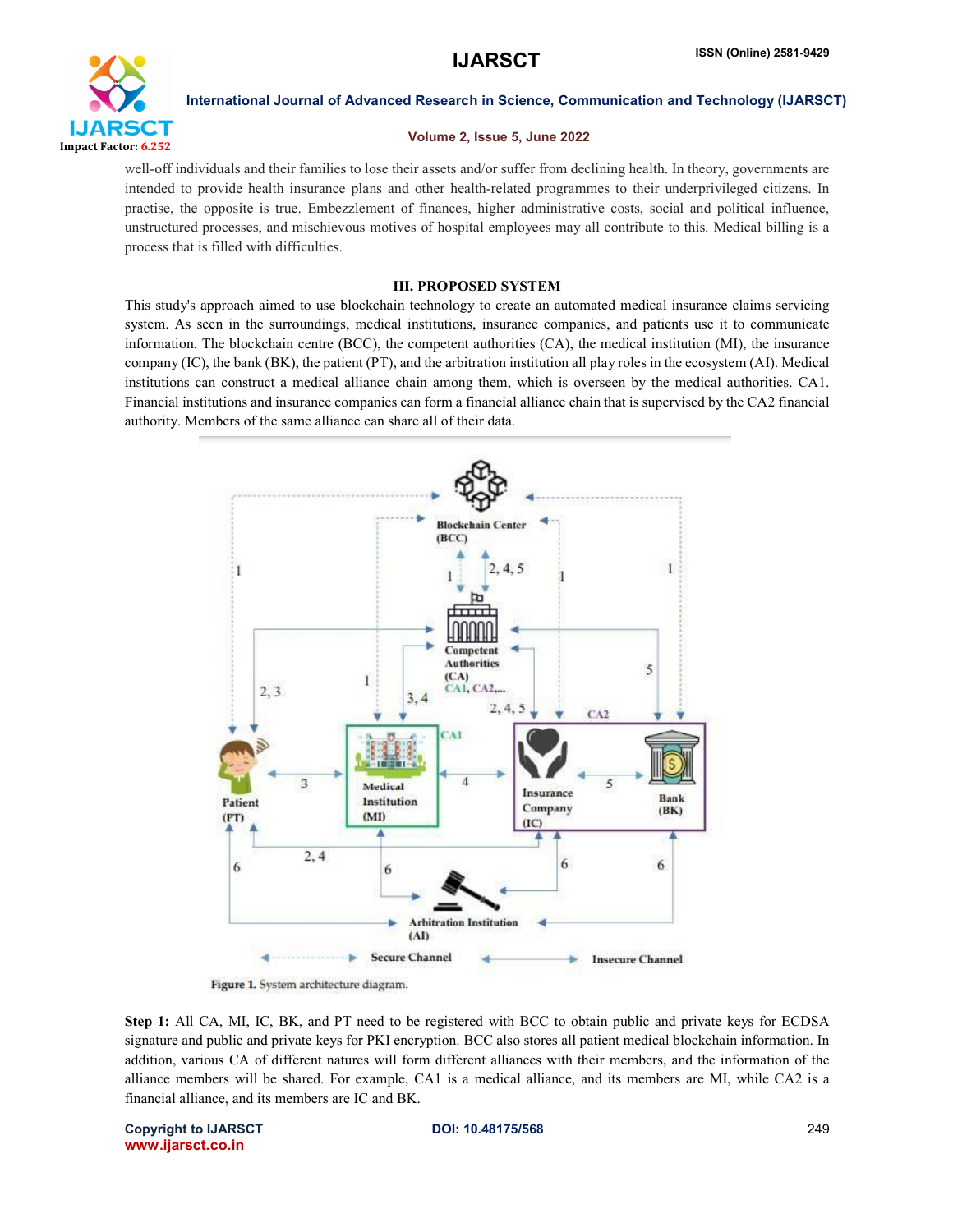well-off individuals and their families to lose their assets and/or suffer from declining health. In theory, governments are intended to provide health insurance plans and other health-related programmes to their underprivileged citizens. In practise, the opposite is true. Embezzlement of finances, higher administrative costs, social and political influence, unstructured processes, and mischievous motives of hospital employees may all contribute to this. Medical billing is a process that is filled with difficulties.

## III. PROPOSED SYSTEM

This study's approach aimed to use blockchain technology to create an automated medical insurance claims servicing system. As seen in the surroundings, medical institutions, insurance companies, and patients use it to communicate information. The blockchain centre (BCC), the competent authorities (CA), the medical institution (MI), the insurance company (IC), the bank (BK), the patient (PT), and the arbitration institution all play roles in the ecosystem (AI). Medical institutions can construct a medical alliance chain among them, which is overseen by the medical authorities. CA1. Financial institutions and insurance companies can form a financial alliance chain that is supervised by the CA2 financial authority. Members of the same alliance can share all of their data.

Figure 1. System architecture diagram.

**Step 1:** All CA, MI, IC, BK, and PT need to be registered with BCC to obtain public and private keys for ECDSA signature and public and private keys for PKI encryption. BCC also stores all patient medical blockchain information. In addition, various CA of different natures will form different alliances with their members, and the information of the alliance members will be shared. For example, CA1 is a medical alliance, and its members are MI, while CA2 is a financial alliance, and its members are IC and BK.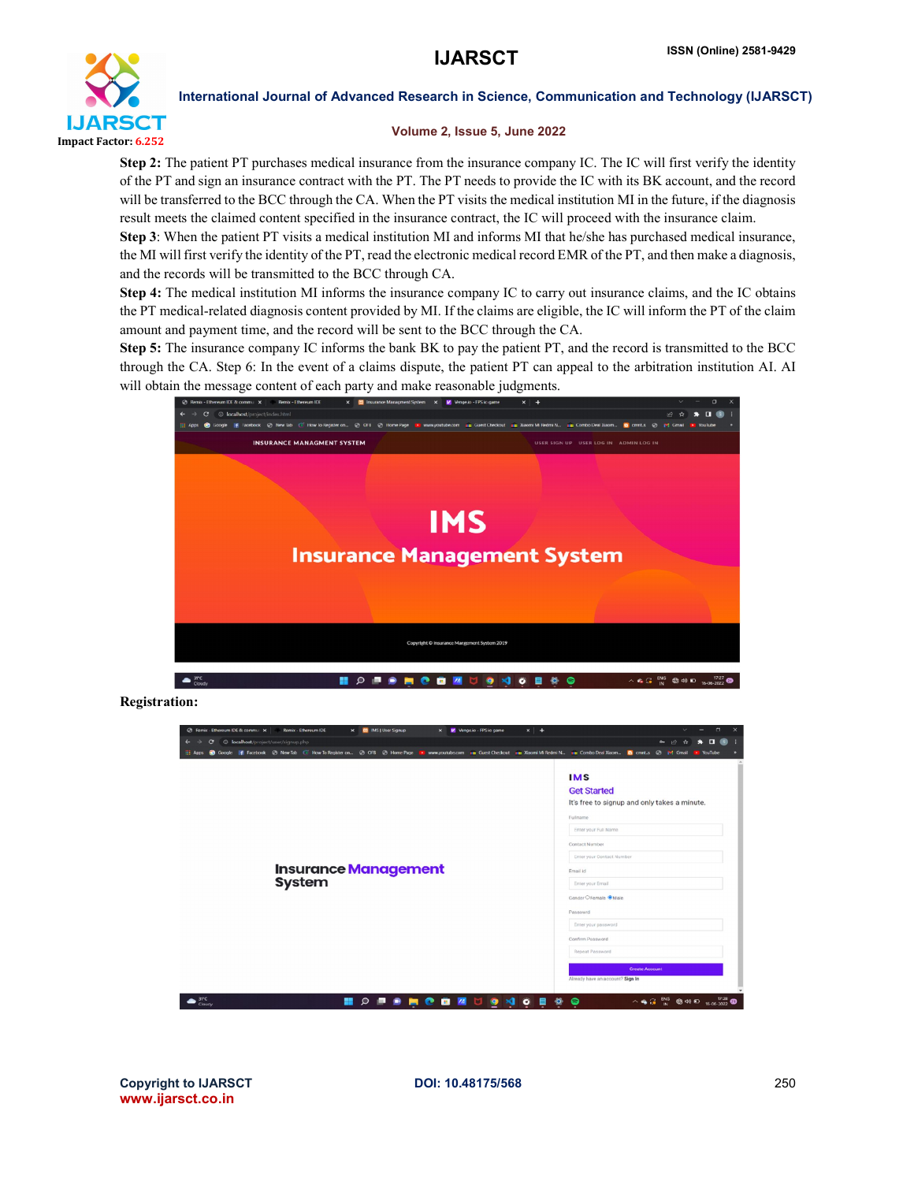**Step 2:** The patient PT purchases medical insurance from the insurance company IC. The IC will first verify the identity of the PT and sign an insurance contract with the PT. The PT needs to provide the IC with its BK account, and the record will be transferred to the BCC through the CA. When the PT visits the medical institution MI in the future, if the diagnosis result meets the claimed content specified in the insurance contract, the IC will proceed with the insurance claim.

**Step 3**: When the patient PT visits a medical institution MI and informs MI that he/she has purchased medical insurance, the MI will first verify the identity of the PT, read the electronic medical record EMR of the PT, and then make a diagnosis, and the records will be transmitted to the BCC through CA.

**Step 4:** The medical institution MI informs the insurance company IC to carry out insurance claims, and the IC obtains the PT medical-related diagnosis content provided by MI. If the claims are eligible, the IC will inform the PT of the claim amount and payment time, and the record will be sent to the BCC through the CA.

**Step 5:** The insurance company IC informs the bank BK to pay the patient PT, and the record is transmitted to the BCC through the CA. Step 6: In the event of a claims dispute, the patient PT can appeal to the arbitration institution AI. AI will obtain the message content of each party and make reasonable judgments.

**Registration:**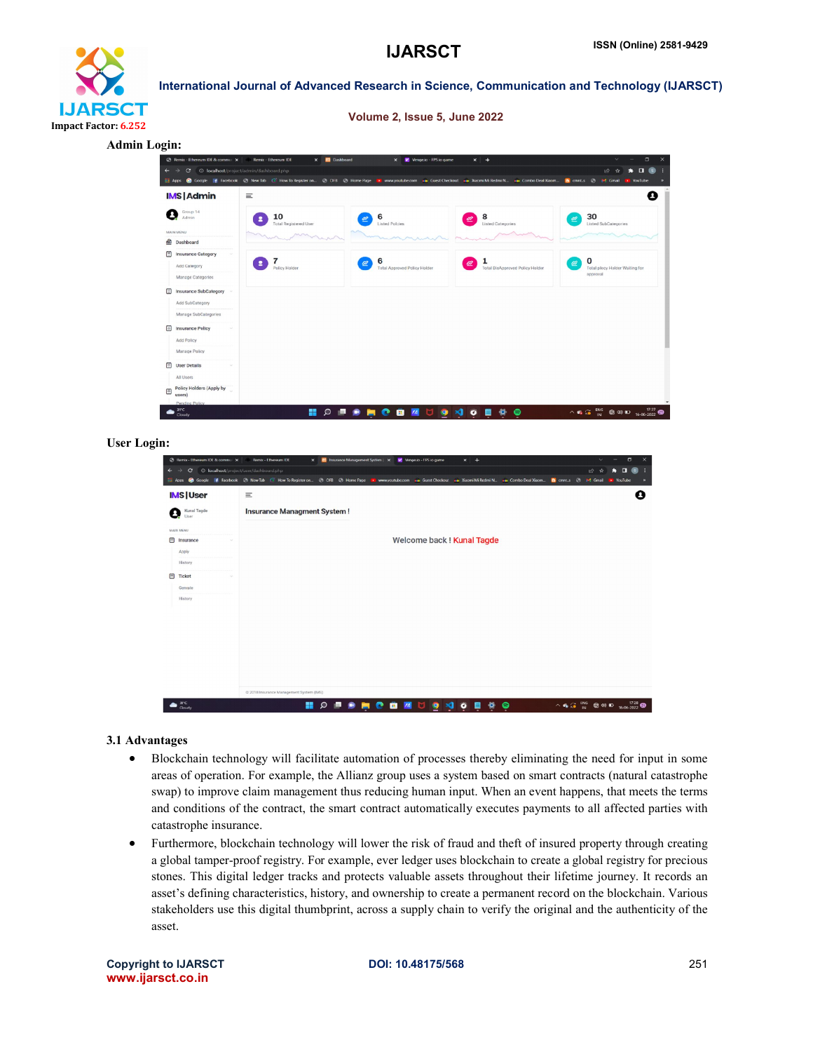**Admin Login:**

**User Login:**

### 3.1 Advantages

- Blockchain technology will facilitate automation of processes thereby eliminating the need for input in some areas of operation. For example, the Allianz group uses a system based on smart contracts (natural catastrophe swap) to improve claim management thus reducing human input. When an event happens, that meets the terms and conditions of the contract, the smart contract automatically executes payments to all affected parties with catastrophe insurance.
- Furthermore, blockchain technology will lower the risk of fraud and theft of insured property through creating a global tamper-proof registry. For example, ever ledger uses blockchain to create a global registry for precious stones. This digital ledger tracks and protects valuable assets throughout their lifetime journey. It records an asset's defining characteristics, history, and ownership to create a permanent record on the blockchain. Various stakeholders use this digital thumbprint, across a supply chain to verify the original and the authenticity of the asset.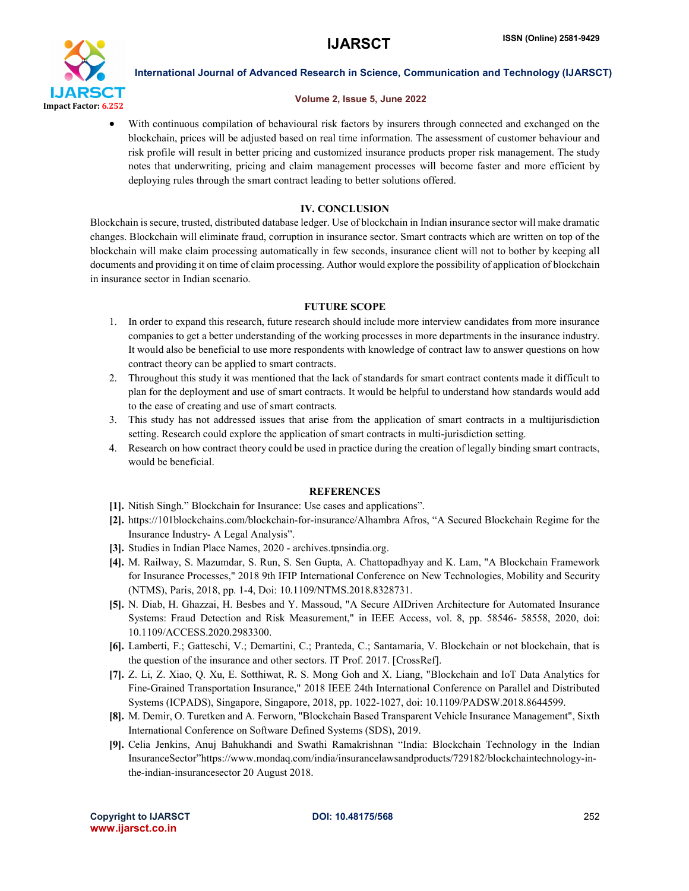- With continuous compilation of behavioural risk factors by insurers through connected and exchanged on the blockchain, prices will be adjusted based on real time information. The assessment of customer behaviour and risk profile will result in better pricing and customized insurance products proper risk management. The study notes that underwriting, pricing and claim management processes will become faster and more efficient by deploying rules through the smart contract leading to better solutions offered.

## IV. CONCLUSION

Blockchain is secure, trusted, distributed database ledger. Use of blockchain in Indian insurance sector will make dramatic changes. Blockchain will eliminate fraud, corruption in insurance sector. Smart contracts which are written on top of the blockchain will make claim processing automatically in few seconds, insurance client will not to bother by keeping all documents and providing it on time of claim processing. Author would explore the possibility of application of blockchain in insurance sector in Indian scenario.

## FUTURE SCOPE

1. In order to expand this research, future research should include more interview candidates from more insurance companies to get a better understanding of the working processes in more departments in the insurance industry. It would also be beneficial to use more respondents with knowledge of contract law to answer questions on how contract theory can be applied to smart contracts.
2. Throughout this study it was mentioned that the lack of standards for smart contract contents made it difficult to plan for the deployment and use of smart contracts. It would be helpful to understand how standards would add to the ease of creating and use of smart contracts.
3. This study has not addressed issues that arise from the application of smart contracts in a multijurisdiction setting. Research could explore the application of smart contracts in multi-jurisdiction setting.
4. Research on how contract theory could be used in practice during the creation of legally binding smart contracts, would be beneficial.

## REFERENCES

**[1].** Nitish Singh." Blockchain for Insurance: Use cases and applications".

**[2].** https://101blockchains.com/blockchain-for-insurance/Alhambra Afros, "A Secured Blockchain Regime for the Insurance Industry- A Legal Analysis".

**[3].** Studies in Indian Place Names, 2020 - archives.tpnsindia.org.

**[4].** M. Railway, S. Mazumdar, S. Run, S. Sen Gupta, A. Chattopadhyay and K. Lam, "A Blockchain Framework for Insurance Processes," 2018 9th IFIP International Conference on New Technologies, Mobility and Security (NTMS), Paris, 2018, pp. 1-4, Doi: 10.1109/NTMS.2018.8328731.

**[5].** N. Diab, H. Ghazzai, H. Besbes and Y. Massoud, "A Secure AIDriven Architecture for Automated Insurance Systems: Fraud Detection and Risk Measurement," in IEEE Access, vol. 8, pp. 58546- 58558, 2020, doi: 10.1109/ACCESS.2020.2983300.

**[6].** Lamberti, F.; Gatteschi, V.; Demartini, C.; Pranteda, C.; Santamaria, V. Blockchain or not blockchain, that is the question of the insurance and other sectors. IT Prof. 2017. [CrossRef].

**[7].** Z. Li, Z. Xiao, Q. Xu, E. Sotthiwat, R. S. Mong Goh and X. Liang, "Blockchain and IoT Data Analytics for Fine-Grained Transportation Insurance," 2018 IEEE 24th International Conference on Parallel and Distributed Systems (ICPADS), Singapore, Singapore, 2018, pp. 1022-1027, doi: 10.1109/PADSW.2018.8644599.

**[8].** M. Demir, O. Turetken and A. Ferworn, "Blockchain Based Transparent Vehicle Insurance Management", Sixth International Conference on Software Defined Systems (SDS), 2019.

**[9].** Celia Jenkins, Anuj Bahukhandi and Swathi Ramakrishnan "India: Blockchain Technology in the Indian InsuranceSector"https://www.mondaq.com/india/insurancelawsandproducts/729182/blockchaintechnology-in-the-indian-insurancesector 20 August 2018.